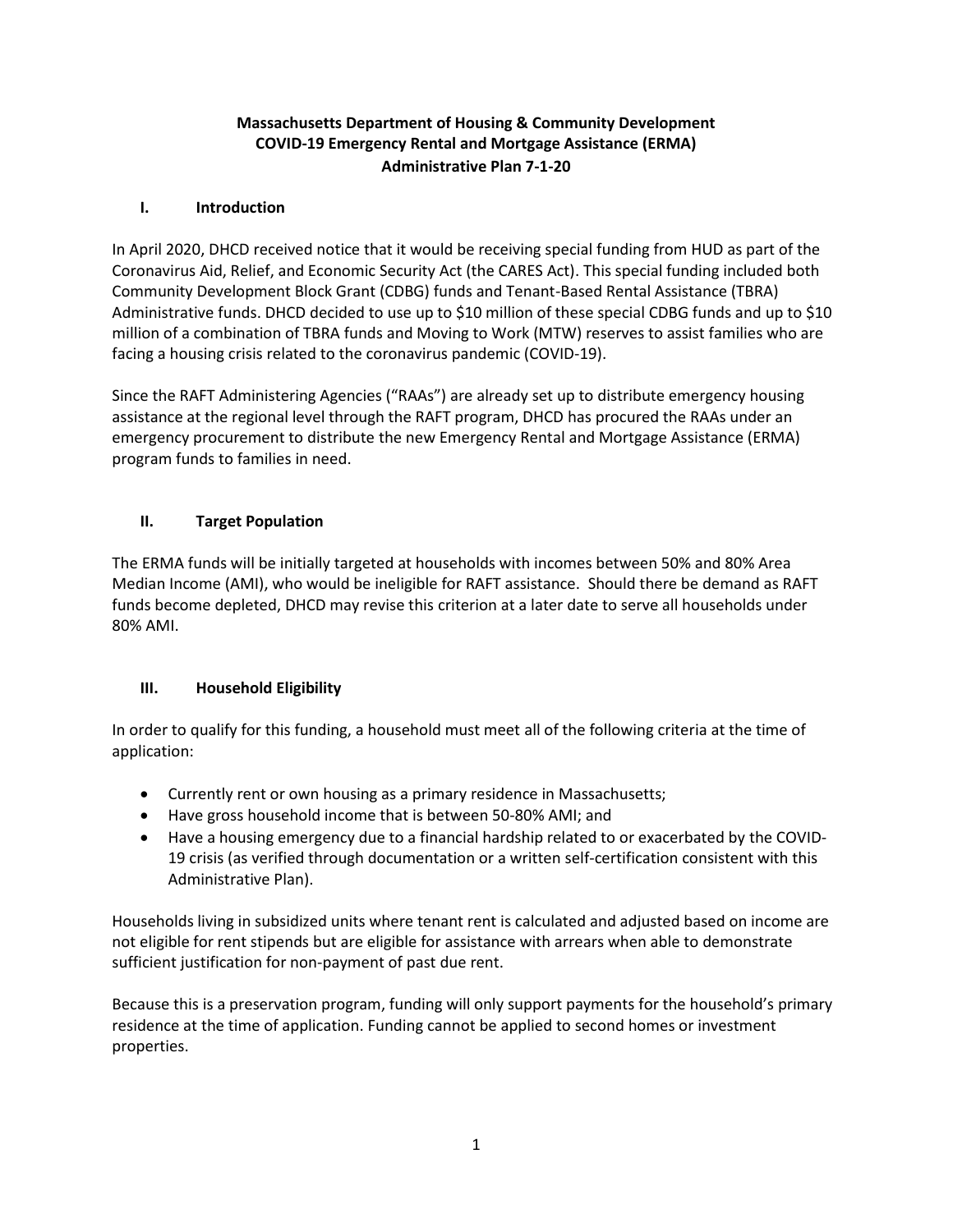# Massachusetts Department of Housing & Community Development
# COVID-19 Emergency Rental and Mortgage Assistance (ERMA)
# Administrative Plan 7-1-20

## I. Introduction

In April 2020, DHCD received notice that it would be receiving special funding from HUD as part of the Coronavirus Aid, Relief, and Economic Security Act (the CARES Act). This special funding included both Community Development Block Grant (CDBG) funds and Tenant-Based Rental Assistance (TBRA) Administrative funds. DHCD decided to use up to $10 million of these special CDBG funds and up to $10 million of a combination of TBRA funds and Moving to Work (MTW) reserves to assist families who are facing a housing crisis related to the coronavirus pandemic (COVID-19).

Since the RAFT Administering Agencies ("RAAs") are already set up to distribute emergency housing assistance at the regional level through the RAFT program, DHCD has procured the RAAs under an emergency procurement to distribute the new Emergency Rental and Mortgage Assistance (ERMA) program funds to families in need.

## II. Target Population

The ERMA funds will be initially targeted at households with incomes between 50% and 80% Area Median Income (AMI), who would be ineligible for RAFT assistance. Should there be demand as RAFT funds become depleted, DHCD may revise this criterion at a later date to serve all households under 80% AMI.

## III. Household Eligibility

In order to qualify for this funding, a household must meet all of the following criteria at the time of application:

- Currently rent or own housing as a primary residence in Massachusetts;
- Have gross household income that is between 50-80% AMI; and
- Have a housing emergency due to a financial hardship related to or exacerbated by the COVID-19 crisis (as verified through documentation or a written self-certification consistent with this Administrative Plan).

Households living in subsidized units where tenant rent is calculated and adjusted based on income are not eligible for rent stipends but are eligible for assistance with arrears when able to demonstrate sufficient justification for non-payment of past due rent.

Because this is a preservation program, funding will only support payments for the household's primary residence at the time of application. Funding cannot be applied to second homes or investment properties.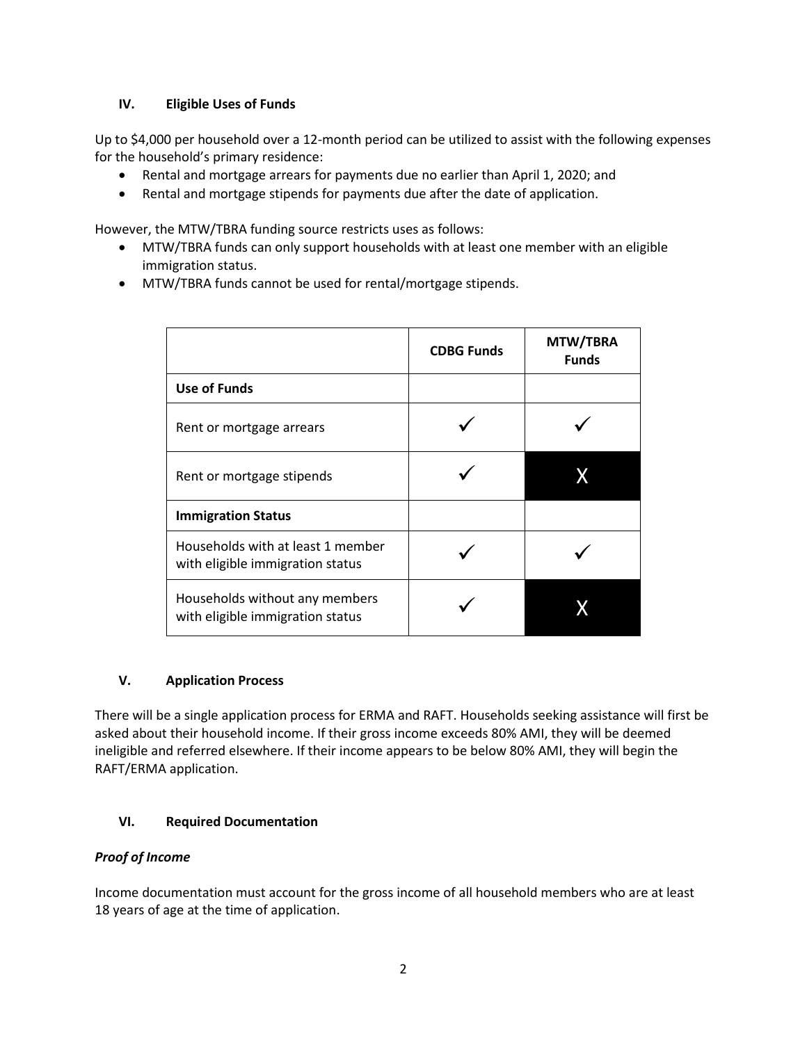## IV. Eligible Uses of Funds

Up to $4,000 per household over a 12-month period can be utilized to assist with the following expenses for the household's primary residence:

- Rental and mortgage arrears for payments due no earlier than April 1, 2020; and
- Rental and mortgage stipends for payments due after the date of application.

However, the MTW/TBRA funding source restricts uses as follows:

- MTW/TBRA funds can only support households with at least one member with an eligible immigration status.
- MTW/TBRA funds cannot be used for rental/mortgage stipends.

| | CDBG Funds | MTW/TBRA Funds |
|---|---|---|
| **Use of Funds** | | |
| Rent or mortgage arrears | ✓ | ✓ |
| Rent or mortgage stipends | ✓ | X |
| **Immigration Status** | | |
| Households with at least 1 member with eligible immigration status | ✓ | ✓ |
| Households without any members with eligible immigration status | ✓ | X |

## V. Application Process

There will be a single application process for ERMA and RAFT. Households seeking assistance will first be asked about their household income. If their gross income exceeds 80% AMI, they will be deemed ineligible and referred elsewhere. If their income appears to be below 80% AMI, they will begin the RAFT/ERMA application.

## VI. Required Documentation

***Proof of Income***

Income documentation must account for the gross income of all household members who are at least 18 years of age at the time of application.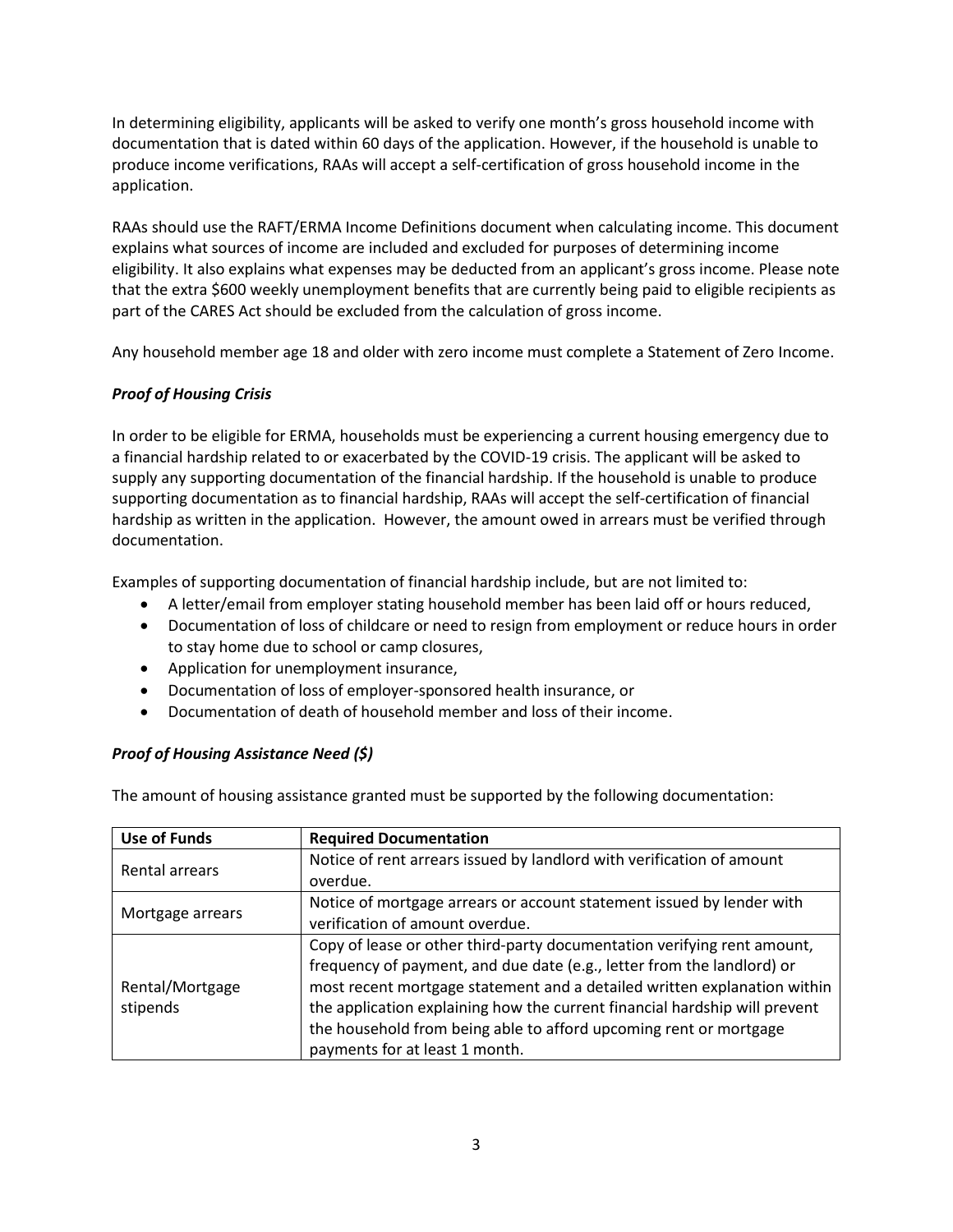In determining eligibility, applicants will be asked to verify one month's gross household income with documentation that is dated within 60 days of the application. However, if the household is unable to produce income verifications, RAAs will accept a self-certification of gross household income in the application.

RAAs should use the RAFT/ERMA Income Definitions document when calculating income. This document explains what sources of income are included and excluded for purposes of determining income eligibility. It also explains what expenses may be deducted from an applicant's gross income. Please note that the extra $600 weekly unemployment benefits that are currently being paid to eligible recipients as part of the CARES Act should be excluded from the calculation of gross income.

Any household member age 18 and older with zero income must complete a Statement of Zero Income.

### *Proof of Housing Crisis*

In order to be eligible for ERMA, households must be experiencing a current housing emergency due to a financial hardship related to or exacerbated by the COVID-19 crisis. The applicant will be asked to supply any supporting documentation of the financial hardship. If the household is unable to produce supporting documentation as to financial hardship, RAAs will accept the self-certification of financial hardship as written in the application. However, the amount owed in arrears must be verified through documentation.

Examples of supporting documentation of financial hardship include, but are not limited to:

- A letter/email from employer stating household member has been laid off or hours reduced,
- Documentation of loss of childcare or need to resign from employment or reduce hours in order to stay home due to school or camp closures,
- Application for unemployment insurance,
- Documentation of loss of employer-sponsored health insurance, or
- Documentation of death of household member and loss of their income.

### *Proof of Housing Assistance Need ($)*

The amount of housing assistance granted must be supported by the following documentation:

| Use of Funds | Required Documentation |
|---|---|
| Rental arrears | Notice of rent arrears issued by landlord with verification of amount overdue. |
| Mortgage arrears | Notice of mortgage arrears or account statement issued by lender with verification of amount overdue. |
| Rental/Mortgage stipends | Copy of lease or other third-party documentation verifying rent amount, frequency of payment, and due date (e.g., letter from the landlord) or most recent mortgage statement and a detailed written explanation within the application explaining how the current financial hardship will prevent the household from being able to afford upcoming rent or mortgage payments for at least 1 month. |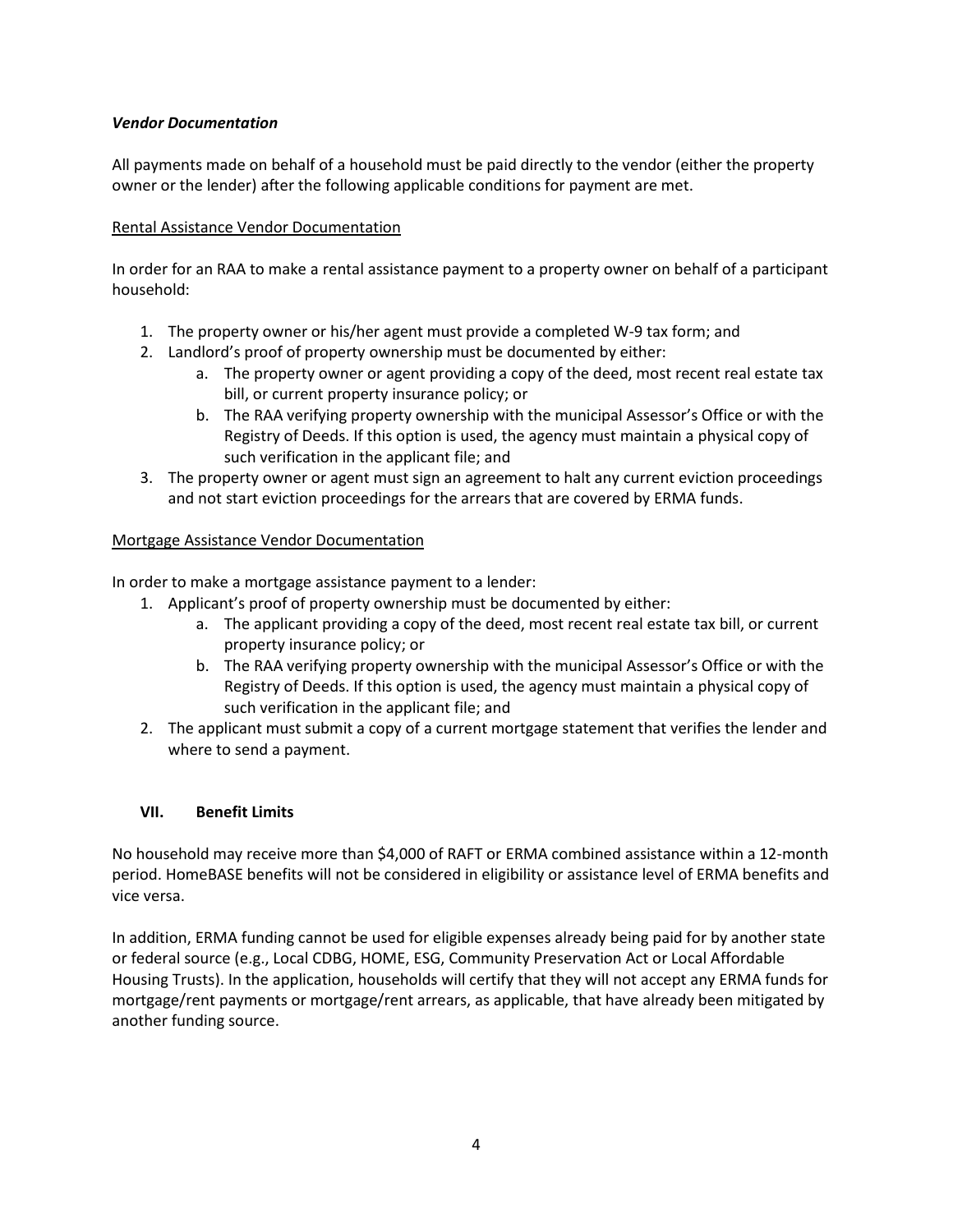***Vendor Documentation***

All payments made on behalf of a household must be paid directly to the vendor (either the property owner or the lender) after the following applicable conditions for payment are met.

Rental Assistance Vendor Documentation

In order for an RAA to make a rental assistance payment to a property owner on behalf of a participant household:

1. The property owner or his/her agent must provide a completed W-9 tax form; and
2. Landlord's proof of property ownership must be documented by either:
    a. The property owner or agent providing a copy of the deed, most recent real estate tax bill, or current property insurance policy; or
    b. The RAA verifying property ownership with the municipal Assessor's Office or with the Registry of Deeds. If this option is used, the agency must maintain a physical copy of such verification in the applicant file; and
3. The property owner or agent must sign an agreement to halt any current eviction proceedings and not start eviction proceedings for the arrears that are covered by ERMA funds.

Mortgage Assistance Vendor Documentation

In order to make a mortgage assistance payment to a lender:

1. Applicant's proof of property ownership must be documented by either:
    a. The applicant providing a copy of the deed, most recent real estate tax bill, or current property insurance policy; or
    b. The RAA verifying property ownership with the municipal Assessor's Office or with the Registry of Deeds. If this option is used, the agency must maintain a physical copy of such verification in the applicant file; and
2. The applicant must submit a copy of a current mortgage statement that verifies the lender and where to send a payment.

## VII. Benefit Limits

No household may receive more than $4,000 of RAFT or ERMA combined assistance within a 12-month period. HomeBASE benefits will not be considered in eligibility or assistance level of ERMA benefits and vice versa.

In addition, ERMA funding cannot be used for eligible expenses already being paid for by another state or federal source (e.g., Local CDBG, HOME, ESG, Community Preservation Act or Local Affordable Housing Trusts). In the application, households will certify that they will not accept any ERMA funds for mortgage/rent payments or mortgage/rent arrears, as applicable, that have already been mitigated by another funding source.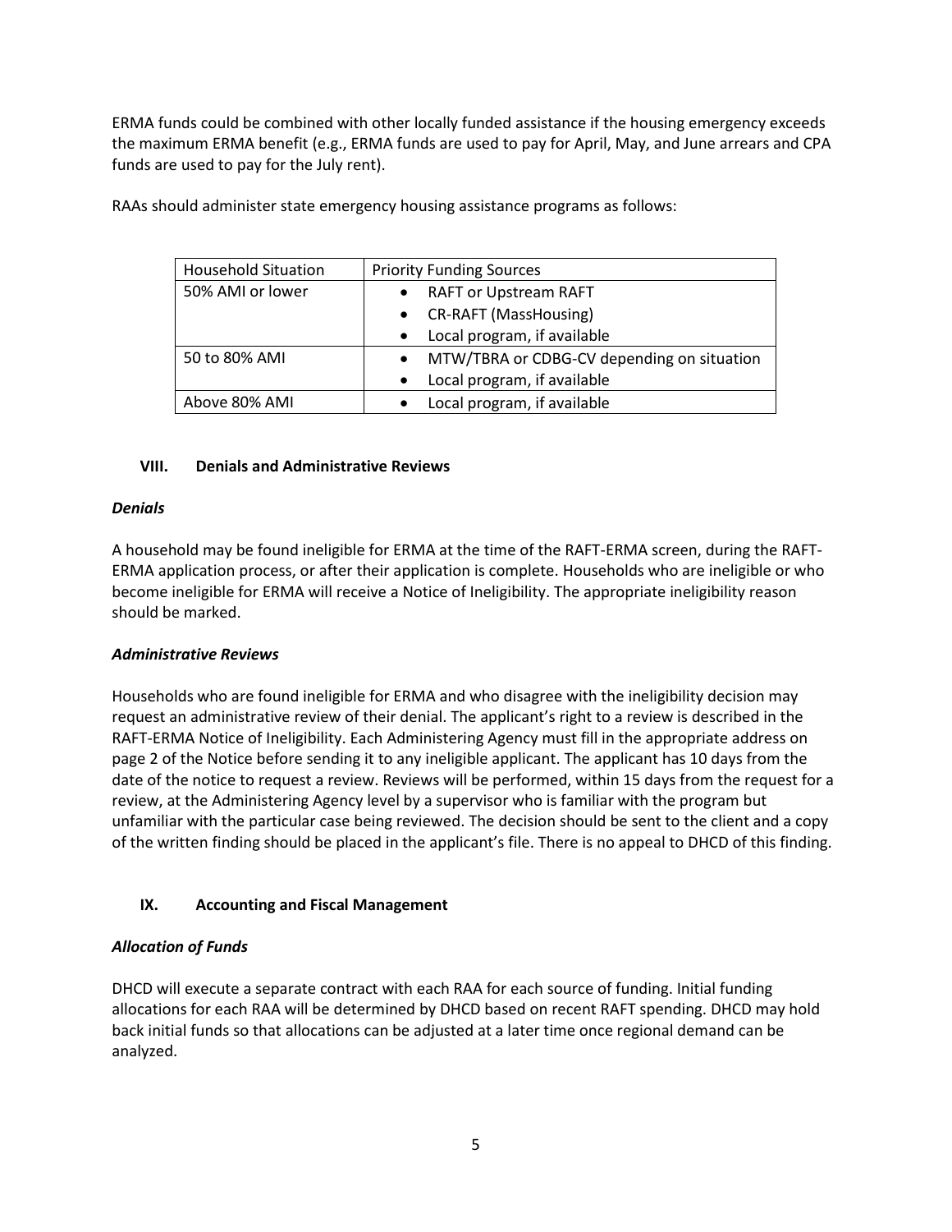ERMA funds could be combined with other locally funded assistance if the housing emergency exceeds the maximum ERMA benefit (e.g., ERMA funds are used to pay for April, May, and June arrears and CPA funds are used to pay for the July rent).

RAAs should administer state emergency housing assistance programs as follows:

| Household Situation | Priority Funding Sources |
|---|---|
| 50% AMI or lower | • RAFT or Upstream RAFT<br>• CR-RAFT (MassHousing)<br>• Local program, if available |
| 50 to 80% AMI | • MTW/TBRA or CDBG-CV depending on situation<br>• Local program, if available |
| Above 80% AMI | • Local program, if available |

## VIII. Denials and Administrative Reviews

### *Denials*

A household may be found ineligible for ERMA at the time of the RAFT-ERMA screen, during the RAFT-ERMA application process, or after their application is complete. Households who are ineligible or who become ineligible for ERMA will receive a Notice of Ineligibility. The appropriate ineligibility reason should be marked.

### *Administrative Reviews*

Households who are found ineligible for ERMA and who disagree with the ineligibility decision may request an administrative review of their denial. The applicant's right to a review is described in the RAFT-ERMA Notice of Ineligibility. Each Administering Agency must fill in the appropriate address on page 2 of the Notice before sending it to any ineligible applicant. The applicant has 10 days from the date of the notice to request a review. Reviews will be performed, within 15 days from the request for a review, at the Administering Agency level by a supervisor who is familiar with the program but unfamiliar with the particular case being reviewed. The decision should be sent to the client and a copy of the written finding should be placed in the applicant's file. There is no appeal to DHCD of this finding.

## IX. Accounting and Fiscal Management

### *Allocation of Funds*

DHCD will execute a separate contract with each RAA for each source of funding. Initial funding allocations for each RAA will be determined by DHCD based on recent RAFT spending. DHCD may hold back initial funds so that allocations can be adjusted at a later time once regional demand can be analyzed.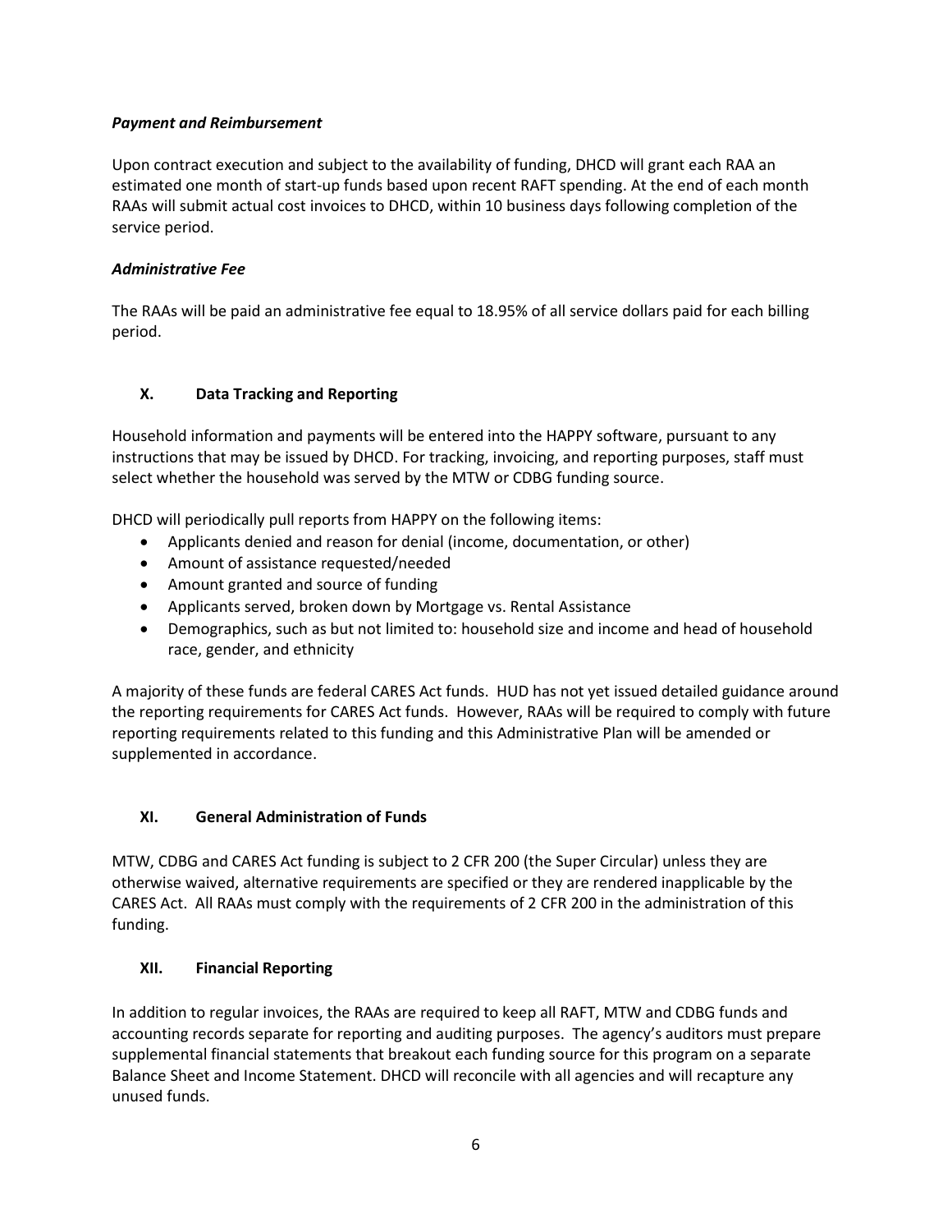***Payment and Reimbursement***

Upon contract execution and subject to the availability of funding, DHCD will grant each RAA an estimated one month of start-up funds based upon recent RAFT spending. At the end of each month RAAs will submit actual cost invoices to DHCD, within 10 business days following completion of the service period.

***Administrative Fee***

The RAAs will be paid an administrative fee equal to 18.95% of all service dollars paid for each billing period.

## X. Data Tracking and Reporting

Household information and payments will be entered into the HAPPY software, pursuant to any instructions that may be issued by DHCD. For tracking, invoicing, and reporting purposes, staff must select whether the household was served by the MTW or CDBG funding source.

DHCD will periodically pull reports from HAPPY on the following items:

- Applicants denied and reason for denial (income, documentation, or other)
- Amount of assistance requested/needed
- Amount granted and source of funding
- Applicants served, broken down by Mortgage vs. Rental Assistance
- Demographics, such as but not limited to: household size and income and head of household race, gender, and ethnicity

A majority of these funds are federal CARES Act funds. HUD has not yet issued detailed guidance around the reporting requirements for CARES Act funds. However, RAAs will be required to comply with future reporting requirements related to this funding and this Administrative Plan will be amended or supplemented in accordance.

## XI. General Administration of Funds

MTW, CDBG and CARES Act funding is subject to 2 CFR 200 (the Super Circular) unless they are otherwise waived, alternative requirements are specified or they are rendered inapplicable by the CARES Act. All RAAs must comply with the requirements of 2 CFR 200 in the administration of this funding.

## XII. Financial Reporting

In addition to regular invoices, the RAAs are required to keep all RAFT, MTW and CDBG funds and accounting records separate for reporting and auditing purposes. The agency's auditors must prepare supplemental financial statements that breakout each funding source for this program on a separate Balance Sheet and Income Statement. DHCD will reconcile with all agencies and will recapture any unused funds.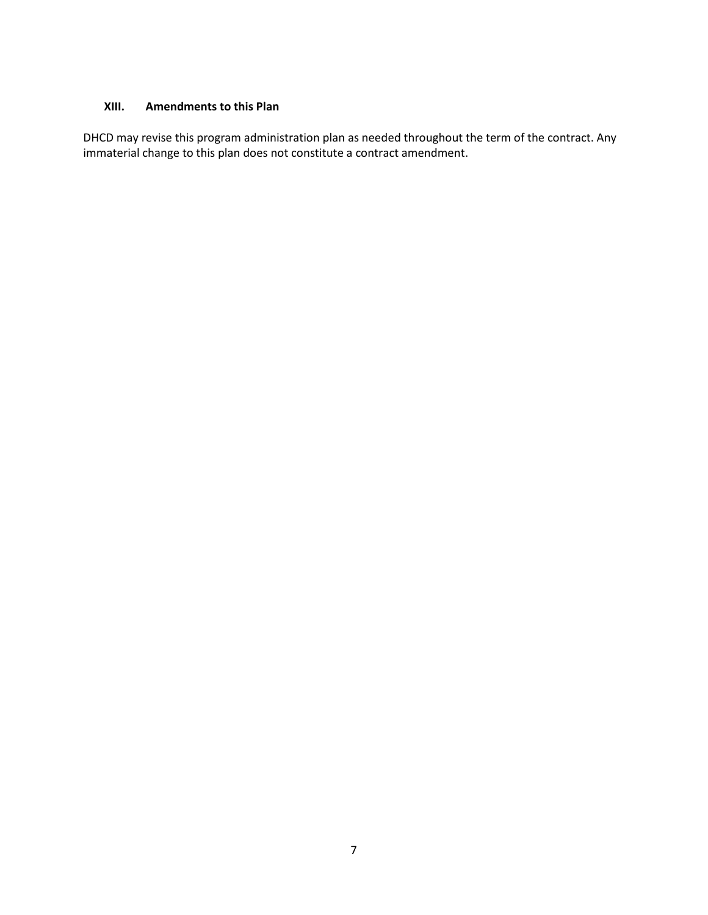## XIII. Amendments to this Plan

DHCD may revise this program administration plan as needed throughout the term of the contract. Any immaterial change to this plan does not constitute a contract amendment.